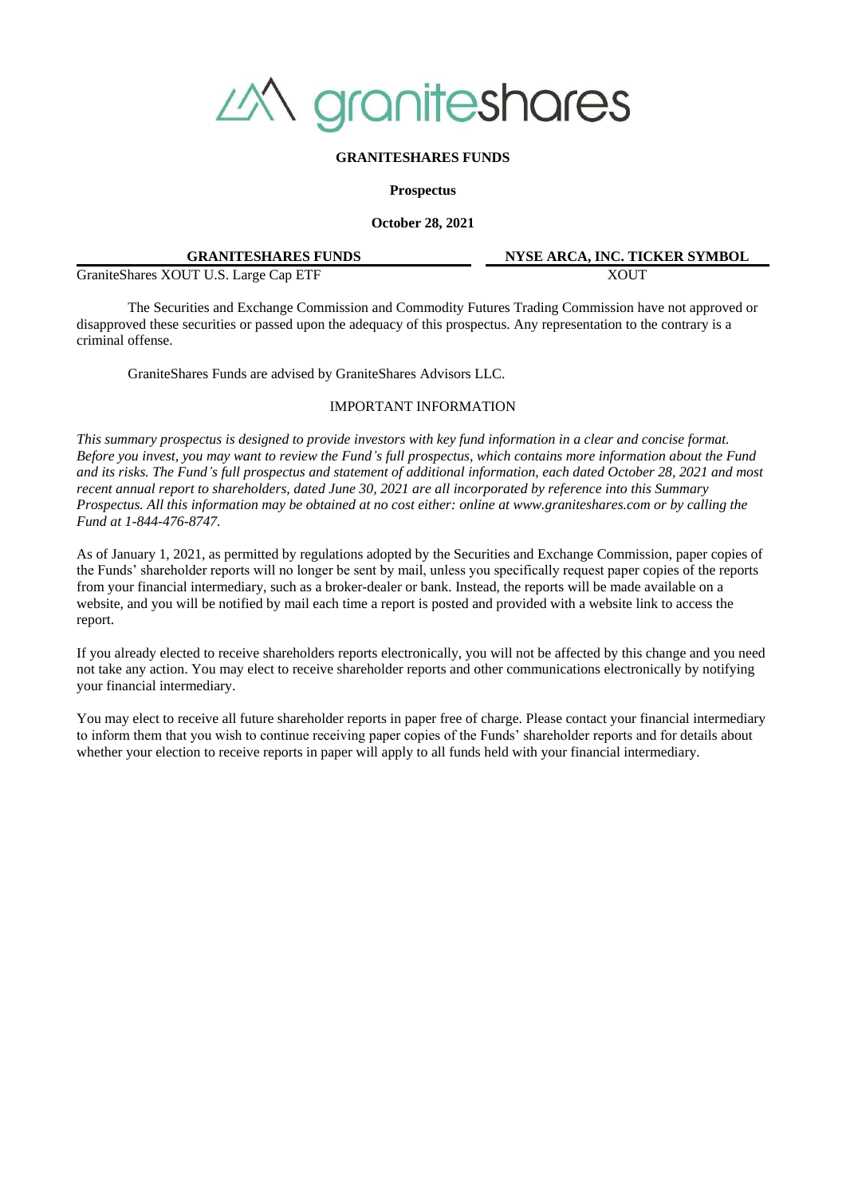# graniteshares

**GRANITESHARES FUNDS**

**Prospectus**

**October 28, 2021**

| **GRANITESHARES FUNDS** | **NYSE ARCA, INC. TICKER SYMBOL** |
|---|---|
| GraniteShares XOUT U.S. Large Cap ETF | XOUT |

The Securities and Exchange Commission and Commodity Futures Trading Commission have not approved or disapproved these securities or passed upon the adequacy of this prospectus. Any representation to the contrary is a criminal offense.

GraniteShares Funds are advised by GraniteShares Advisors LLC.

IMPORTANT INFORMATION

*This summary prospectus is designed to provide investors with key fund information in a clear and concise format. Before you invest, you may want to review the Fund's full prospectus, which contains more information about the Fund and its risks. The Fund's full prospectus and statement of additional information, each dated October 28, 2021 and most recent annual report to shareholders, dated June 30, 2021 are all incorporated by reference into this Summary Prospectus. All this information may be obtained at no cost either: online at www.graniteshares.com or by calling the Fund at 1-844-476-8747.*

As of January 1, 2021, as permitted by regulations adopted by the Securities and Exchange Commission, paper copies of the Funds' shareholder reports will no longer be sent by mail, unless you specifically request paper copies of the reports from your financial intermediary, such as a broker-dealer or bank. Instead, the reports will be made available on a website, and you will be notified by mail each time a report is posted and provided with a website link to access the report.

If you already elected to receive shareholders reports electronically, you will not be affected by this change and you need not take any action. You may elect to receive shareholder reports and other communications electronically by notifying your financial intermediary.

You may elect to receive all future shareholder reports in paper free of charge. Please contact your financial intermediary to inform them that you wish to continue receiving paper copies of the Funds' shareholder reports and for details about whether your election to receive reports in paper will apply to all funds held with your financial intermediary.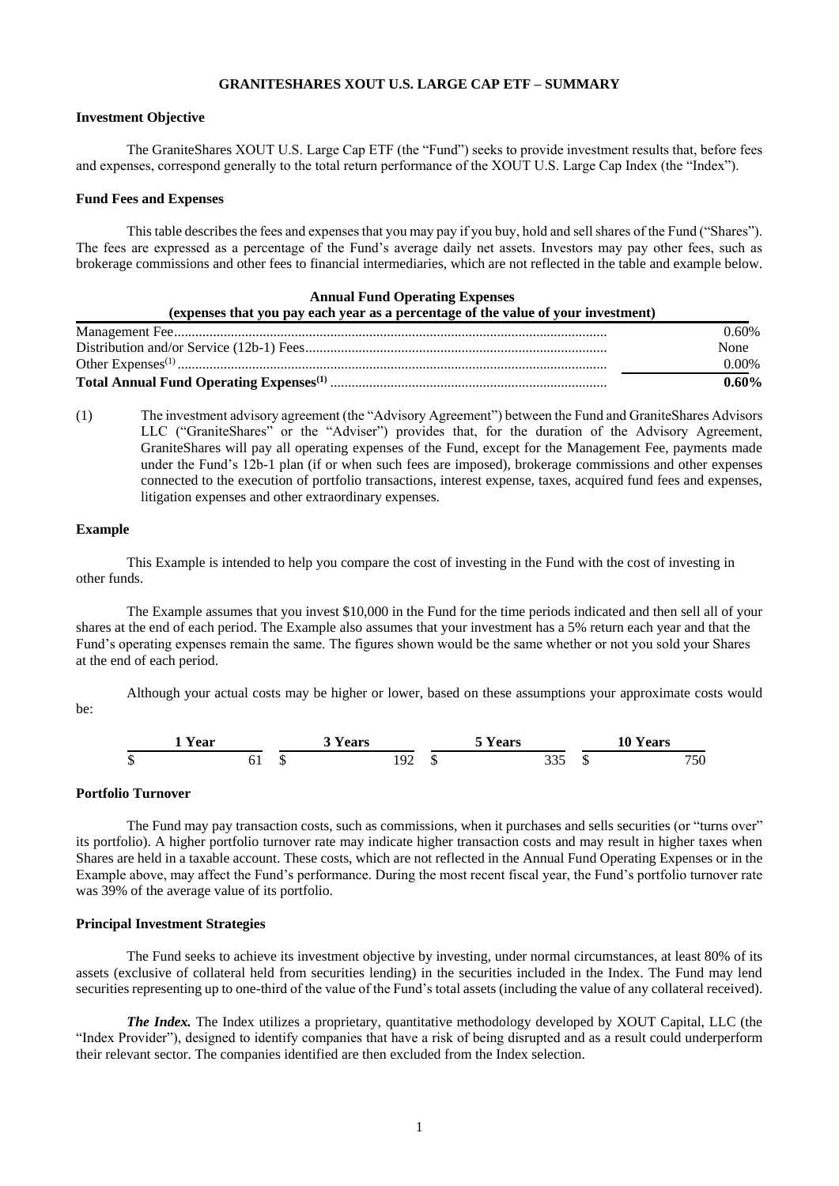# GRANITESHARES XOUT U.S. LARGE CAP ETF – SUMMARY

## Investment Objective

The GraniteShares XOUT U.S. Large Cap ETF (the "Fund") seeks to provide investment results that, before fees and expenses, correspond generally to the total return performance of the XOUT U.S. Large Cap Index (the "Index").

## Fund Fees and Expenses

This table describes the fees and expenses that you may pay if you buy, hold and sell shares of the Fund ("Shares"). The fees are expressed as a percentage of the Fund's average daily net assets. Investors may pay other fees, such as brokerage commissions and other fees to financial intermediaries, which are not reflected in the table and example below.

**Annual Fund Operating Expenses**
**(expenses that you pay each year as a percentage of the value of your investment)**

| | |
|---|---|
| Management Fee | 0.60% |
| Distribution and/or Service (12b-1) Fees | None |
| Other Expenses[(1)] | 0.00% |
| **Total Annual Fund Operating Expenses[(1)]** | **0.60%** |

(1) The investment advisory agreement (the "Advisory Agreement") between the Fund and GraniteShares Advisors LLC ("GraniteShares" or the "Adviser") provides that, for the duration of the Advisory Agreement, GraniteShares will pay all operating expenses of the Fund, except for the Management Fee, payments made under the Fund's 12b-1 plan (if or when such fees are imposed), brokerage commissions and other expenses connected to the execution of portfolio transactions, interest expense, taxes, acquired fund fees and expenses, litigation expenses and other extraordinary expenses.

## Example

This Example is intended to help you compare the cost of investing in the Fund with the cost of investing in other funds.

The Example assumes that you invest $10,000 in the Fund for the time periods indicated and then sell all of your shares at the end of each period. The Example also assumes that your investment has a 5% return each year and that the Fund's operating expenses remain the same. The figures shown would be the same whether or not you sold your Shares at the end of each period.

Although your actual costs may be higher or lower, based on these assumptions your approximate costs would be:

| 1 Year | 3 Years | 5 Years | 10 Years |
|---|---|---|---|
| $ 61 | $ 192 | $ 335 | $ 750 |

## Portfolio Turnover

The Fund may pay transaction costs, such as commissions, when it purchases and sells securities (or "turns over" its portfolio). A higher portfolio turnover rate may indicate higher transaction costs and may result in higher taxes when Shares are held in a taxable account. These costs, which are not reflected in the Annual Fund Operating Expenses or in the Example above, may affect the Fund's performance. During the most recent fiscal year, the Fund's portfolio turnover rate was 39% of the average value of its portfolio.

## Principal Investment Strategies

The Fund seeks to achieve its investment objective by investing, under normal circumstances, at least 80% of its assets (exclusive of collateral held from securities lending) in the securities included in the Index. The Fund may lend securities representing up to one-third of the value of the Fund's total assets (including the value of any collateral received).

***The Index.*** The Index utilizes a proprietary, quantitative methodology developed by XOUT Capital, LLC (the "Index Provider"), designed to identify companies that have a risk of being disrupted and as a result could underperform their relevant sector. The companies identified are then excluded from the Index selection.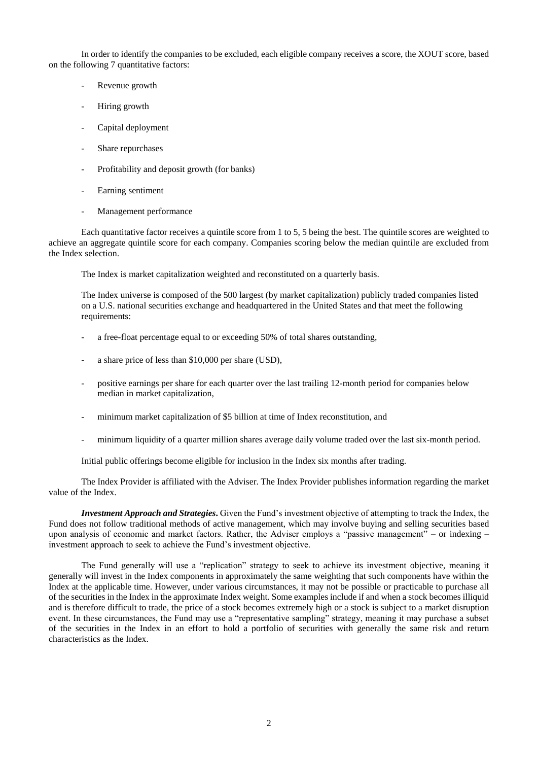In order to identify the companies to be excluded, each eligible company receives a score, the XOUT score, based on the following 7 quantitative factors:

- Revenue growth
- Hiring growth
- Capital deployment
- Share repurchases
- Profitability and deposit growth (for banks)
- Earning sentiment
- Management performance

Each quantitative factor receives a quintile score from 1 to 5, 5 being the best. The quintile scores are weighted to achieve an aggregate quintile score for each company. Companies scoring below the median quintile are excluded from the Index selection.

The Index is market capitalization weighted and reconstituted on a quarterly basis.

The Index universe is composed of the 500 largest (by market capitalization) publicly traded companies listed on a U.S. national securities exchange and headquartered in the United States and that meet the following requirements:

- a free-float percentage equal to or exceeding 50% of total shares outstanding,
- a share price of less than $10,000 per share (USD),
- positive earnings per share for each quarter over the last trailing 12-month period for companies below median in market capitalization,
- minimum market capitalization of $5 billion at time of Index reconstitution, and
- minimum liquidity of a quarter million shares average daily volume traded over the last six-month period.

Initial public offerings become eligible for inclusion in the Index six months after trading.

The Index Provider is affiliated with the Adviser. The Index Provider publishes information regarding the market value of the Index.

***Investment Approach and Strategies*.** Given the Fund's investment objective of attempting to track the Index, the Fund does not follow traditional methods of active management, which may involve buying and selling securities based upon analysis of economic and market factors. Rather, the Adviser employs a "passive management" – or indexing – investment approach to seek to achieve the Fund's investment objective.

The Fund generally will use a "replication" strategy to seek to achieve its investment objective, meaning it generally will invest in the Index components in approximately the same weighting that such components have within the Index at the applicable time. However, under various circumstances, it may not be possible or practicable to purchase all of the securities in the Index in the approximate Index weight. Some examples include if and when a stock becomes illiquid and is therefore difficult to trade, the price of a stock becomes extremely high or a stock is subject to a market disruption event. In these circumstances, the Fund may use a "representative sampling" strategy, meaning it may purchase a subset of the securities in the Index in an effort to hold a portfolio of securities with generally the same risk and return characteristics as the Index.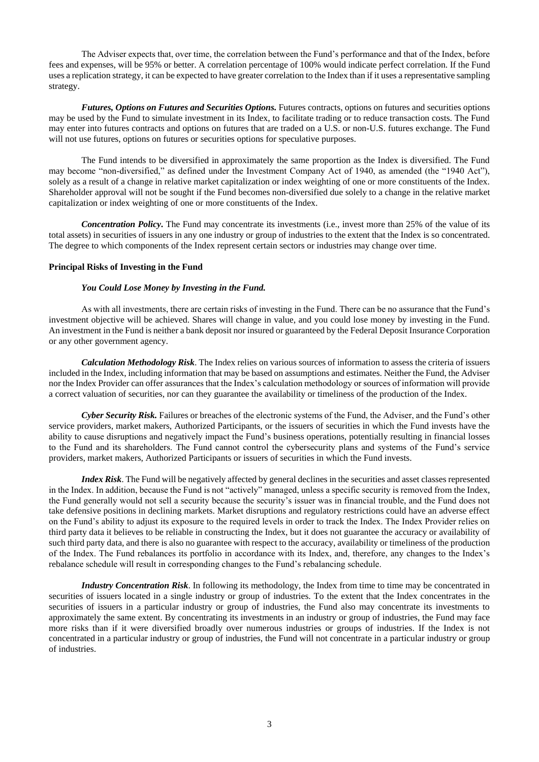The Adviser expects that, over time, the correlation between the Fund's performance and that of the Index, before fees and expenses, will be 95% or better. A correlation percentage of 100% would indicate perfect correlation. If the Fund uses a replication strategy, it can be expected to have greater correlation to the Index than if it uses a representative sampling strategy.

***Futures, Options on Futures and Securities Options.*** Futures contracts, options on futures and securities options may be used by the Fund to simulate investment in its Index, to facilitate trading or to reduce transaction costs. The Fund may enter into futures contracts and options on futures that are traded on a U.S. or non-U.S. futures exchange. The Fund will not use futures, options on futures or securities options for speculative purposes.

The Fund intends to be diversified in approximately the same proportion as the Index is diversified. The Fund may become "non-diversified," as defined under the Investment Company Act of 1940, as amended (the "1940 Act"), solely as a result of a change in relative market capitalization or index weighting of one or more constituents of the Index. Shareholder approval will not be sought if the Fund becomes non-diversified due solely to a change in the relative market capitalization or index weighting of one or more constituents of the Index.

***Concentration Policy.*** The Fund may concentrate its investments (i.e., invest more than 25% of the value of its total assets) in securities of issuers in any one industry or group of industries to the extent that the Index is so concentrated. The degree to which components of the Index represent certain sectors or industries may change over time.

### Principal Risks of Investing in the Fund

***You Could Lose Money by Investing in the Fund.***

As with all investments, there are certain risks of investing in the Fund. There can be no assurance that the Fund's investment objective will be achieved. Shares will change in value, and you could lose money by investing in the Fund. An investment in the Fund is neither a bank deposit nor insured or guaranteed by the Federal Deposit Insurance Corporation or any other government agency.

***Calculation Methodology Risk***. The Index relies on various sources of information to assess the criteria of issuers included in the Index, including information that may be based on assumptions and estimates. Neither the Fund, the Adviser nor the Index Provider can offer assurances that the Index's calculation methodology or sources of information will provide a correct valuation of securities, nor can they guarantee the availability or timeliness of the production of the Index.

***Cyber Security Risk.*** Failures or breaches of the electronic systems of the Fund, the Adviser, and the Fund's other service providers, market makers, Authorized Participants, or the issuers of securities in which the Fund invests have the ability to cause disruptions and negatively impact the Fund's business operations, potentially resulting in financial losses to the Fund and its shareholders. The Fund cannot control the cybersecurity plans and systems of the Fund's service providers, market makers, Authorized Participants or issuers of securities in which the Fund invests.

***Index Risk***. The Fund will be negatively affected by general declines in the securities and asset classes represented in the Index. In addition, because the Fund is not "actively" managed, unless a specific security is removed from the Index, the Fund generally would not sell a security because the security's issuer was in financial trouble, and the Fund does not take defensive positions in declining markets. Market disruptions and regulatory restrictions could have an adverse effect on the Fund's ability to adjust its exposure to the required levels in order to track the Index. The Index Provider relies on third party data it believes to be reliable in constructing the Index, but it does not guarantee the accuracy or availability of such third party data, and there is also no guarantee with respect to the accuracy, availability or timeliness of the production of the Index. The Fund rebalances its portfolio in accordance with its Index, and, therefore, any changes to the Index's rebalance schedule will result in corresponding changes to the Fund's rebalancing schedule.

***Industry Concentration Risk***. In following its methodology, the Index from time to time may be concentrated in securities of issuers located in a single industry or group of industries. To the extent that the Index concentrates in the securities of issuers in a particular industry or group of industries, the Fund also may concentrate its investments to approximately the same extent. By concentrating its investments in an industry or group of industries, the Fund may face more risks than if it were diversified broadly over numerous industries or groups of industries. If the Index is not concentrated in a particular industry or group of industries, the Fund will not concentrate in a particular industry or group of industries.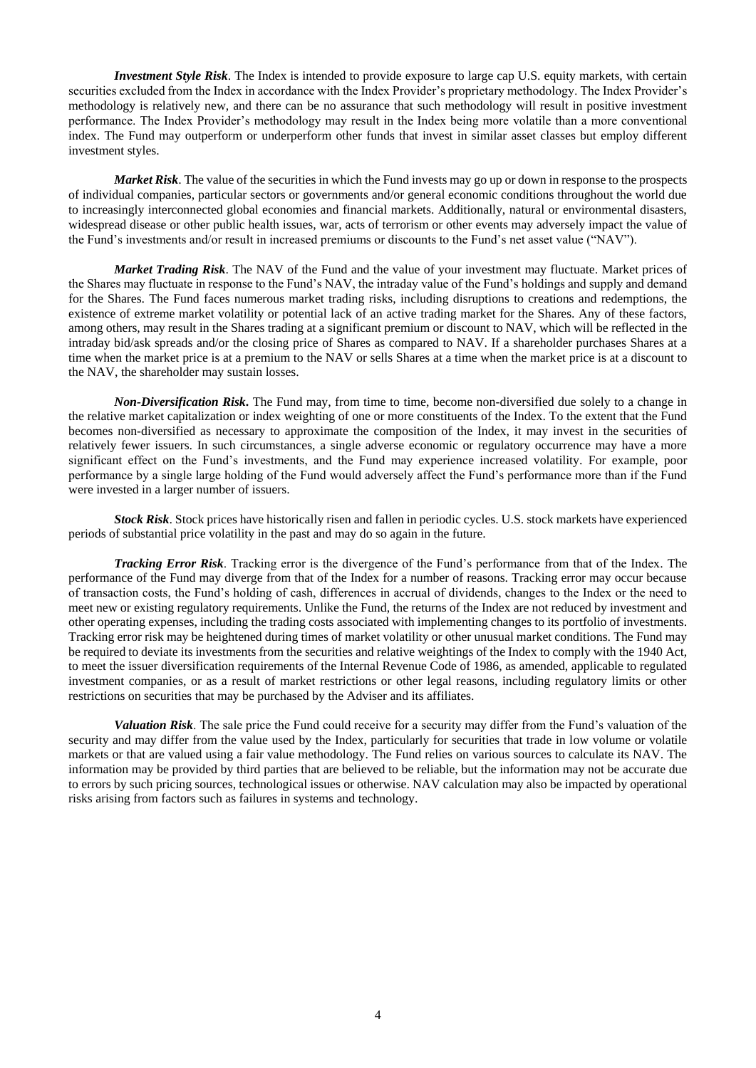***Investment Style Risk***. The Index is intended to provide exposure to large cap U.S. equity markets, with certain securities excluded from the Index in accordance with the Index Provider's proprietary methodology. The Index Provider's methodology is relatively new, and there can be no assurance that such methodology will result in positive investment performance. The Index Provider's methodology may result in the Index being more volatile than a more conventional index. The Fund may outperform or underperform other funds that invest in similar asset classes but employ different investment styles.

***Market Risk***. The value of the securities in which the Fund invests may go up or down in response to the prospects of individual companies, particular sectors or governments and/or general economic conditions throughout the world due to increasingly interconnected global economies and financial markets. Additionally, natural or environmental disasters, widespread disease or other public health issues, war, acts of terrorism or other events may adversely impact the value of the Fund's investments and/or result in increased premiums or discounts to the Fund's net asset value ("NAV").

***Market Trading Risk***. The NAV of the Fund and the value of your investment may fluctuate. Market prices of the Shares may fluctuate in response to the Fund's NAV, the intraday value of the Fund's holdings and supply and demand for the Shares. The Fund faces numerous market trading risks, including disruptions to creations and redemptions, the existence of extreme market volatility or potential lack of an active trading market for the Shares. Any of these factors, among others, may result in the Shares trading at a significant premium or discount to NAV, which will be reflected in the intraday bid/ask spreads and/or the closing price of Shares as compared to NAV. If a shareholder purchases Shares at a time when the market price is at a premium to the NAV or sells Shares at a time when the market price is at a discount to the NAV, the shareholder may sustain losses.

***Non-Diversification Risk***. The Fund may, from time to time, become non-diversified due solely to a change in the relative market capitalization or index weighting of one or more constituents of the Index. To the extent that the Fund becomes non-diversified as necessary to approximate the composition of the Index, it may invest in the securities of relatively fewer issuers. In such circumstances, a single adverse economic or regulatory occurrence may have a more significant effect on the Fund's investments, and the Fund may experience increased volatility. For example, poor performance by a single large holding of the Fund would adversely affect the Fund's performance more than if the Fund were invested in a larger number of issuers.

***Stock Risk***. Stock prices have historically risen and fallen in periodic cycles. U.S. stock markets have experienced periods of substantial price volatility in the past and may do so again in the future.

***Tracking Error Risk***. Tracking error is the divergence of the Fund's performance from that of the Index. The performance of the Fund may diverge from that of the Index for a number of reasons. Tracking error may occur because of transaction costs, the Fund's holding of cash, differences in accrual of dividends, changes to the Index or the need to meet new or existing regulatory requirements. Unlike the Fund, the returns of the Index are not reduced by investment and other operating expenses, including the trading costs associated with implementing changes to its portfolio of investments. Tracking error risk may be heightened during times of market volatility or other unusual market conditions. The Fund may be required to deviate its investments from the securities and relative weightings of the Index to comply with the 1940 Act, to meet the issuer diversification requirements of the Internal Revenue Code of 1986, as amended, applicable to regulated investment companies, or as a result of market restrictions or other legal reasons, including regulatory limits or other restrictions on securities that may be purchased by the Adviser and its affiliates.

***Valuation Risk***. The sale price the Fund could receive for a security may differ from the Fund's valuation of the security and may differ from the value used by the Index, particularly for securities that trade in low volume or volatile markets or that are valued using a fair value methodology. The Fund relies on various sources to calculate its NAV. The information may be provided by third parties that are believed to be reliable, but the information may not be accurate due to errors by such pricing sources, technological issues or otherwise. NAV calculation may also be impacted by operational risks arising from factors such as failures in systems and technology.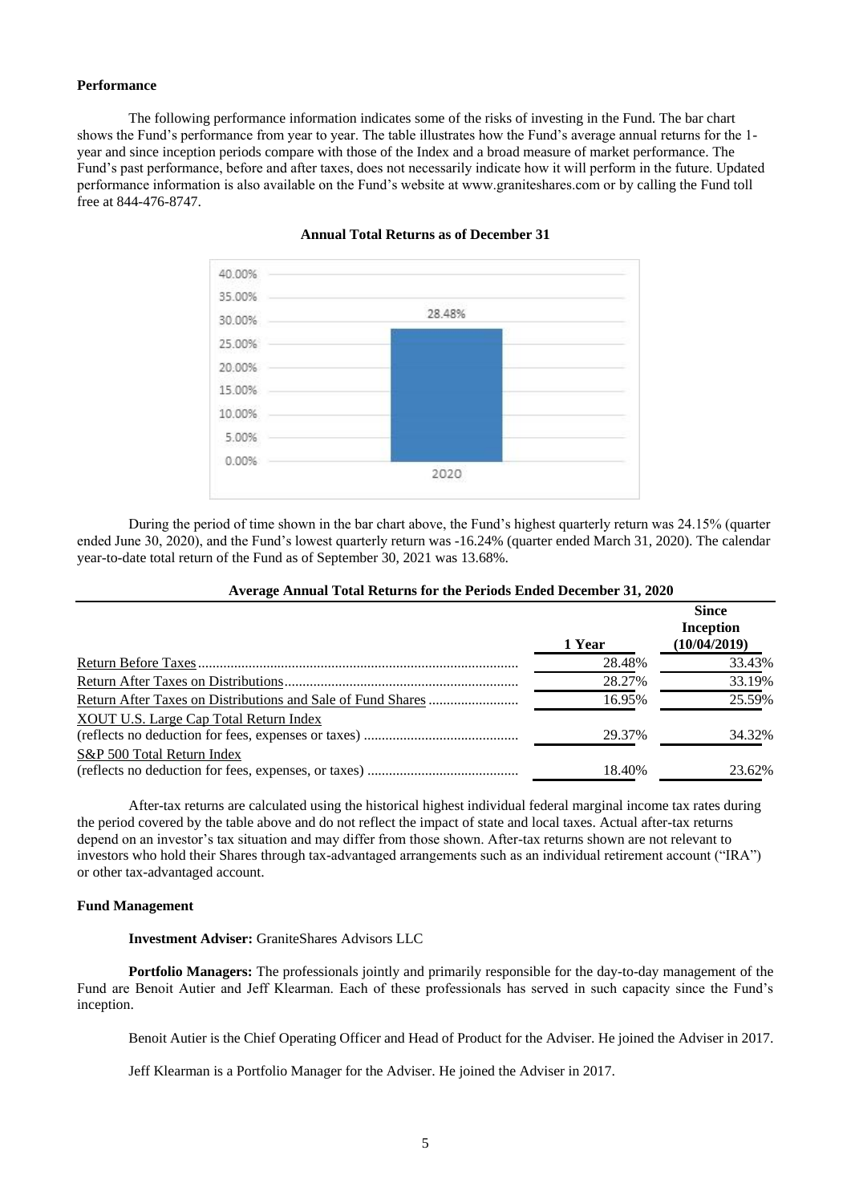**Performance**

The following performance information indicates some of the risks of investing in the Fund. The bar chart shows the Fund's performance from year to year. The table illustrates how the Fund's average annual returns for the 1-year and since inception periods compare with those of the Index and a broad measure of market performance. The Fund's past performance, before and after taxes, does not necessarily indicate how it will perform in the future. Updated performance information is also available on the Fund's website at www.graniteshares.com or by calling the Fund toll free at 844-476-8747.

**Annual Total Returns as of December 31**

| Year | Return |
|---|---|
| 2020 | 28.48% |

During the period of time shown in the bar chart above, the Fund's highest quarterly return was 24.15% (quarter ended June 30, 2020), and the Fund's lowest quarterly return was -16.24% (quarter ended March 31, 2020). The calendar year-to-date total return of the Fund as of September 30, 2021 was 13.68%.

**Average Annual Total Returns for the Periods Ended December 31, 2020**

| | 1 Year | Since Inception (10/04/2019) |
|---|---|---|
| Return Before Taxes | 28.48% | 33.43% |
| Return After Taxes on Distributions | 28.27% | 33.19% |
| Return After Taxes on Distributions and Sale of Fund Shares | 16.95% | 25.59% |
| XOUT U.S. Large Cap Total Return Index (reflects no deduction for fees, expenses or taxes) | 29.37% | 34.32% |
| S&P 500 Total Return Index (reflects no deduction for fees, expenses, or taxes) | 18.40% | 23.62% |

After-tax returns are calculated using the historical highest individual federal marginal income tax rates during the period covered by the table above and do not reflect the impact of state and local taxes. Actual after-tax returns depend on an investor's tax situation and may differ from those shown. After-tax returns shown are not relevant to investors who hold their Shares through tax-advantaged arrangements such as an individual retirement account ("IRA") or other tax-advantaged account.

**Fund Management**

**Investment Adviser:** GraniteShares Advisors LLC

**Portfolio Managers:** The professionals jointly and primarily responsible for the day-to-day management of the Fund are Benoit Autier and Jeff Klearman. Each of these professionals has served in such capacity since the Fund's inception.

Benoit Autier is the Chief Operating Officer and Head of Product for the Adviser. He joined the Adviser in 2017.

Jeff Klearman is a Portfolio Manager for the Adviser. He joined the Adviser in 2017.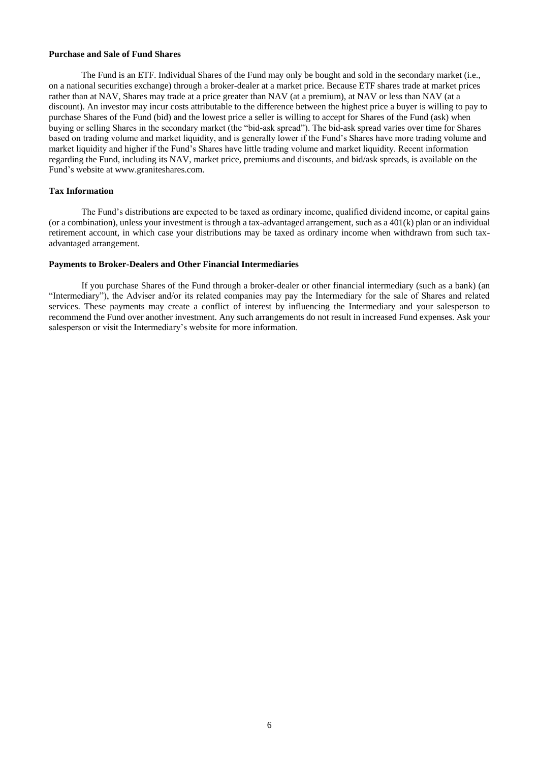**Purchase and Sale of Fund Shares**

The Fund is an ETF. Individual Shares of the Fund may only be bought and sold in the secondary market (i.e., on a national securities exchange) through a broker-dealer at a market price. Because ETF shares trade at market prices rather than at NAV, Shares may trade at a price greater than NAV (at a premium), at NAV or less than NAV (at a discount). An investor may incur costs attributable to the difference between the highest price a buyer is willing to pay to purchase Shares of the Fund (bid) and the lowest price a seller is willing to accept for Shares of the Fund (ask) when buying or selling Shares in the secondary market (the "bid-ask spread"). The bid-ask spread varies over time for Shares based on trading volume and market liquidity, and is generally lower if the Fund's Shares have more trading volume and market liquidity and higher if the Fund's Shares have little trading volume and market liquidity. Recent information regarding the Fund, including its NAV, market price, premiums and discounts, and bid/ask spreads, is available on the Fund's website at www.graniteshares.com.

**Tax Information**

The Fund's distributions are expected to be taxed as ordinary income, qualified dividend income, or capital gains (or a combination), unless your investment is through a tax-advantaged arrangement, such as a 401(k) plan or an individual retirement account, in which case your distributions may be taxed as ordinary income when withdrawn from such tax-advantaged arrangement.

**Payments to Broker-Dealers and Other Financial Intermediaries**

If you purchase Shares of the Fund through a broker-dealer or other financial intermediary (such as a bank) (an "Intermediary"), the Adviser and/or its related companies may pay the Intermediary for the sale of Shares and related services. These payments may create a conflict of interest by influencing the Intermediary and your salesperson to recommend the Fund over another investment. Any such arrangements do not result in increased Fund expenses. Ask your salesperson or visit the Intermediary's website for more information.